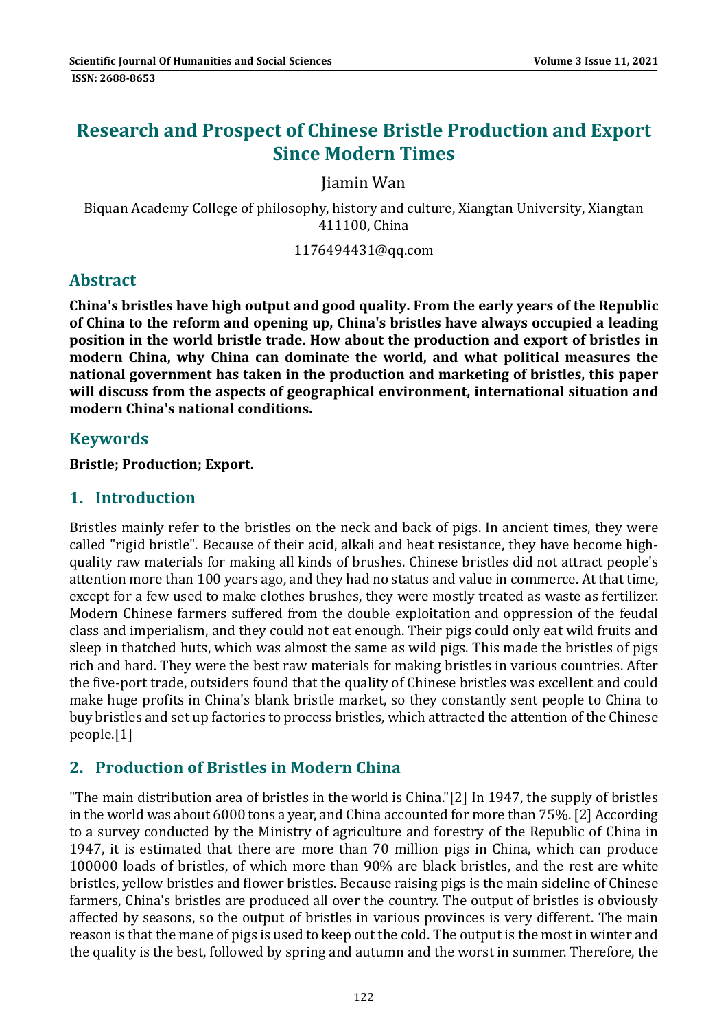# Research and Prospect of Chinese Bristle Production and Export Since Modern Times

Jiamin Wan

Biquan Academy College of philosophy, history and culture, Xiangtan University, Xiangtan 411100, China

1176494431@qq.com

## Abstract

**China's bristles have high output and good quality. From the early years of the Republic of China to the reform and opening up, China's bristles have always occupied a leading position in the world bristle trade. How about the production and export of bristles in modern China, why China can dominate the world, and what political measures the national government has taken in the production and marketing of bristles, this paper will discuss from the aspects of geographical environment, international situation and modern China's national conditions.**

## Keywords

**Bristle; Production; Export.**

## 1. Introduction

Bristles mainly refer to the bristles on the neck and back of pigs. In ancient times, they were called "rigid bristle". Because of their acid, alkali and heat resistance, they have become high-quality raw materials for making all kinds of brushes. Chinese bristles did not attract people's attention more than 100 years ago, and they had no status and value in commerce. At that time, except for a few used to make clothes brushes, they were mostly treated as waste as fertilizer. Modern Chinese farmers suffered from the double exploitation and oppression of the feudal class and imperialism, and they could not eat enough. Their pigs could only eat wild fruits and sleep in thatched huts, which was almost the same as wild pigs. This made the bristles of pigs rich and hard. They were the best raw materials for making bristles in various countries. After the five-port trade, outsiders found that the quality of Chinese bristles was excellent and could make huge profits in China's blank bristle market, so they constantly sent people to China to buy bristles and set up factories to process bristles, which attracted the attention of the Chinese people.[1]

## 2. Production of Bristles in Modern China

"The main distribution area of bristles in the world is China."[2] In 1947, the supply of bristles in the world was about 6000 tons a year, and China accounted for more than 75%. [2] According to a survey conducted by the Ministry of agriculture and forestry of the Republic of China in 1947, it is estimated that there are more than 70 million pigs in China, which can produce 100000 loads of bristles, of which more than 90% are black bristles, and the rest are white bristles, yellow bristles and flower bristles. Because raising pigs is the main sideline of Chinese farmers, China's bristles are produced all over the country. The output of bristles is obviously affected by seasons, so the output of bristles in various provinces is very different. The main reason is that the mane of pigs is used to keep out the cold. The output is the most in winter and the quality is the best, followed by spring and autumn and the worst in summer. Therefore, the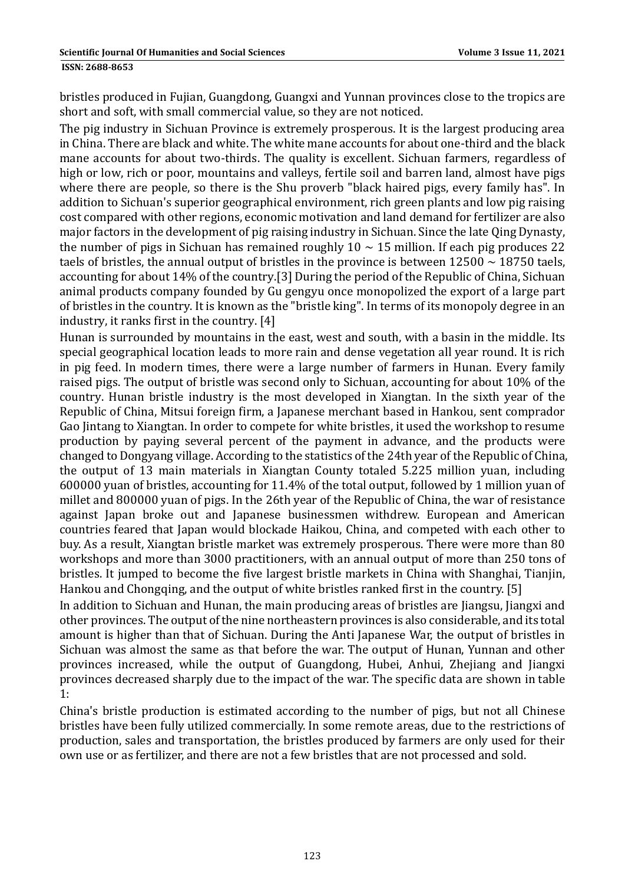bristles produced in Fujian, Guangdong, Guangxi and Yunnan provinces close to the tropics are short and soft, with small commercial value, so they are not noticed.

The pig industry in Sichuan Province is extremely prosperous. It is the largest producing area in China. There are black and white. The white mane accounts for about one-third and the black mane accounts for about two-thirds. The quality is excellent. Sichuan farmers, regardless of high or low, rich or poor, mountains and valleys, fertile soil and barren land, almost have pigs where there are people, so there is the Shu proverb "black haired pigs, every family has". In addition to Sichuan's superior geographical environment, rich green plants and low pig raising cost compared with other regions, economic motivation and land demand for fertilizer are also major factors in the development of pig raising industry in Sichuan. Since the late Qing Dynasty, the number of pigs in Sichuan has remained roughly 10 ~ 15 million. If each pig produces 22 taels of bristles, the annual output of bristles in the province is between 12500 ~ 18750 taels, accounting for about 14% of the country.[3] During the period of the Republic of China, Sichuan animal products company founded by Gu gengyu once monopolized the export of a large part of bristles in the country. It is known as the "bristle king". In terms of its monopoly degree in an industry, it ranks first in the country. [4]

Hunan is surrounded by mountains in the east, west and south, with a basin in the middle. Its special geographical location leads to more rain and dense vegetation all year round. It is rich in pig feed. In modern times, there were a large number of farmers in Hunan. Every family raised pigs. The output of bristle was second only to Sichuan, accounting for about 10% of the country. Hunan bristle industry is the most developed in Xiangtan. In the sixth year of the Republic of China, Mitsui foreign firm, a Japanese merchant based in Hankou, sent comprador Gao Jintang to Xiangtan. In order to compete for white bristles, it used the workshop to resume production by paying several percent of the payment in advance, and the products were changed to Dongyang village. According to the statistics of the 24th year of the Republic of China, the output of 13 main materials in Xiangtan County totaled 5.225 million yuan, including 600000 yuan of bristles, accounting for 11.4% of the total output, followed by 1 million yuan of millet and 800000 yuan of pigs. In the 26th year of the Republic of China, the war of resistance against Japan broke out and Japanese businessmen withdrew. European and American countries feared that Japan would blockade Haikou, China, and competed with each other to buy. As a result, Xiangtan bristle market was extremely prosperous. There were more than 80 workshops and more than 3000 practitioners, with an annual output of more than 250 tons of bristles. It jumped to become the five largest bristle markets in China with Shanghai, Tianjin, Hankou and Chongqing, and the output of white bristles ranked first in the country. [5]

In addition to Sichuan and Hunan, the main producing areas of bristles are Jiangsu, Jiangxi and other provinces. The output of the nine northeastern provinces is also considerable, and its total amount is higher than that of Sichuan. During the Anti Japanese War, the output of bristles in Sichuan was almost the same as that before the war. The output of Hunan, Yunnan and other provinces increased, while the output of Guangdong, Hubei, Anhui, Zhejiang and Jiangxi provinces decreased sharply due to the impact of the war. The specific data are shown in table 1:

China's bristle production is estimated according to the number of pigs, but not all Chinese bristles have been fully utilized commercially. In some remote areas, due to the restrictions of production, sales and transportation, the bristles produced by farmers are only used for their own use or as fertilizer, and there are not a few bristles that are not processed and sold.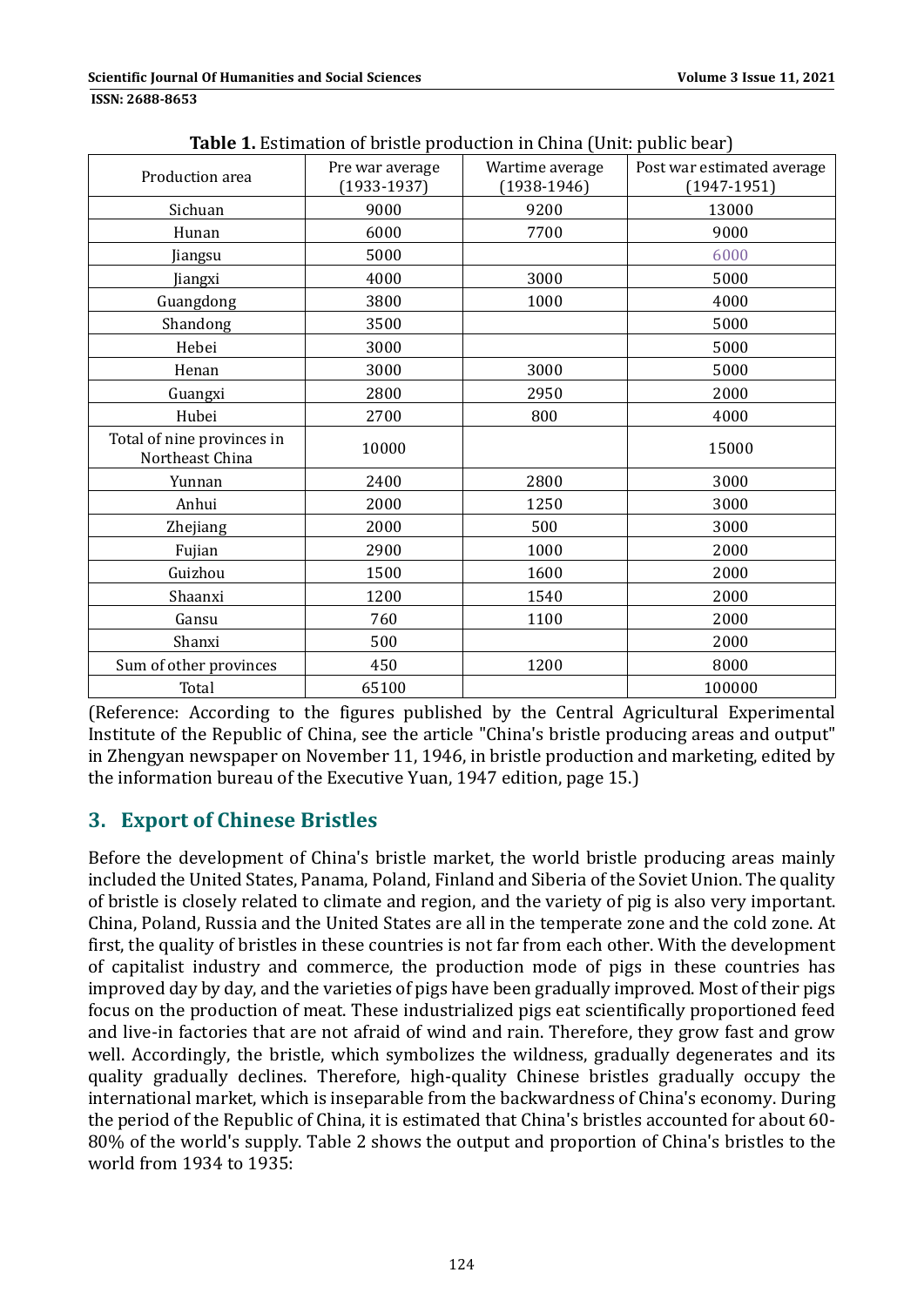**Table 1.** Estimation of bristle production in China (Unit: public bear)

| Production area | Pre war average (1933-1937) | Wartime average (1938-1946) | Post war estimated average (1947-1951) |
|---|---|---|---|
| Sichuan | 9000 | 9200 | 13000 |
| Hunan | 6000 | 7700 | 9000 |
| Jiangsu | 5000 | | 6000 |
| Jiangxi | 4000 | 3000 | 5000 |
| Guangdong | 3800 | 1000 | 4000 |
| Shandong | 3500 | | 5000 |
| Hebei | 3000 | | 5000 |
| Henan | 3000 | 3000 | 5000 |
| Guangxi | 2800 | 2950 | 2000 |
| Hubei | 2700 | 800 | 4000 |
| Total of nine provinces in Northeast China | 10000 | | 15000 |
| Yunnan | 2400 | 2800 | 3000 |
| Anhui | 2000 | 1250 | 3000 |
| Zhejiang | 2000 | 500 | 3000 |
| Fujian | 2900 | 1000 | 2000 |
| Guizhou | 1500 | 1600 | 2000 |
| Shaanxi | 1200 | 1540 | 2000 |
| Gansu | 760 | 1100 | 2000 |
| Shanxi | 500 | | 2000 |
| Sum of other provinces | 450 | 1200 | 8000 |
| Total | 65100 | | 100000 |

(Reference: According to the figures published by the Central Agricultural Experimental Institute of the Republic of China, see the article "China's bristle producing areas and output" in Zhengyan newspaper on November 11, 1946, in bristle production and marketing, edited by the information bureau of the Executive Yuan, 1947 edition, page 15.)

## 3. Export of Chinese Bristles

Before the development of China's bristle market, the world bristle producing areas mainly included the United States, Panama, Poland, Finland and Siberia of the Soviet Union. The quality of bristle is closely related to climate and region, and the variety of pig is also very important. China, Poland, Russia and the United States are all in the temperate zone and the cold zone. At first, the quality of bristles in these countries is not far from each other. With the development of capitalist industry and commerce, the production mode of pigs in these countries has improved day by day, and the varieties of pigs have been gradually improved. Most of their pigs focus on the production of meat. These industrialized pigs eat scientifically proportioned feed and live-in factories that are not afraid of wind and rain. Therefore, they grow fast and grow well. Accordingly, the bristle, which symbolizes the wildness, gradually degenerates and its quality gradually declines. Therefore, high-quality Chinese bristles gradually occupy the international market, which is inseparable from the backwardness of China's economy. During the period of the Republic of China, it is estimated that China's bristles accounted for about 60-80% of the world's supply. Table 2 shows the output and proportion of China's bristles to the world from 1934 to 1935: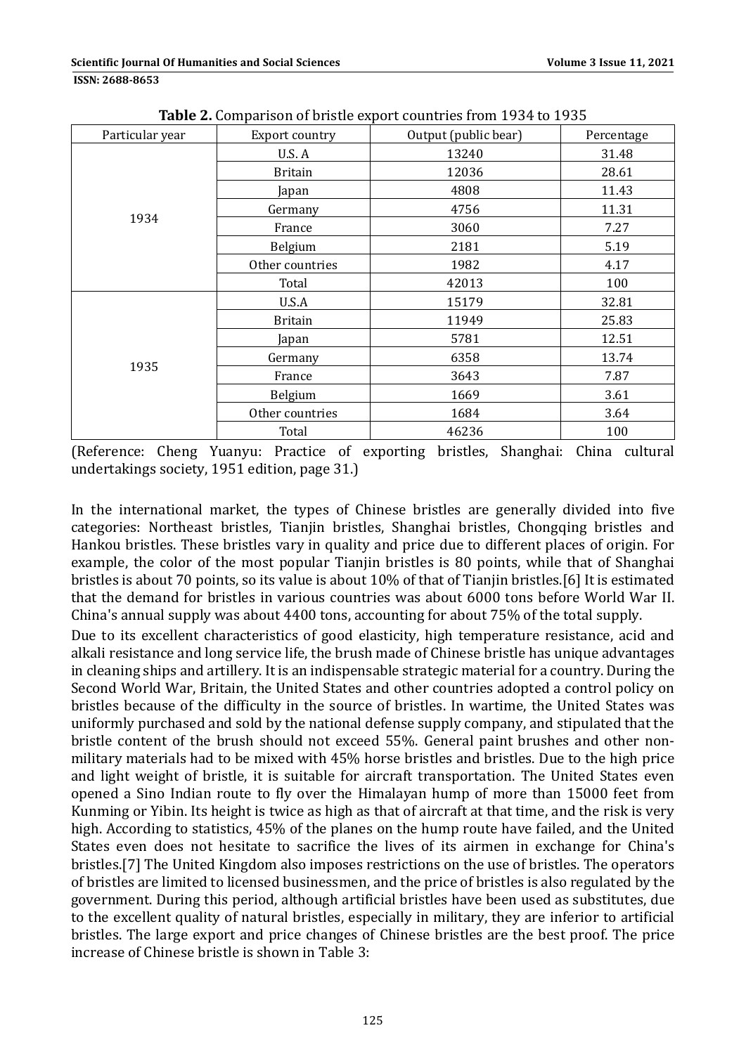**Table 2.** Comparison of bristle export countries from 1934 to 1935

| Particular year | Export country | Output (public bear) | Percentage |
|---|---|---|---|
| 1934 | U.S. A | 13240 | 31.48 |
| | Britain | 12036 | 28.61 |
| | Japan | 4808 | 11.43 |
| | Germany | 4756 | 11.31 |
| | France | 3060 | 7.27 |
| | Belgium | 2181 | 5.19 |
| | Other countries | 1982 | 4.17 |
| | Total | 42013 | 100 |
| 1935 | U.S.A | 15179 | 32.81 |
| | Britain | 11949 | 25.83 |
| | Japan | 5781 | 12.51 |
| | Germany | 6358 | 13.74 |
| | France | 3643 | 7.87 |
| | Belgium | 1669 | 3.61 |
| | Other countries | 1684 | 3.64 |
| | Total | 46236 | 100 |

(Reference: Cheng Yuanyu: Practice of exporting bristles, Shanghai: China cultural undertakings society, 1951 edition, page 31.)

In the international market, the types of Chinese bristles are generally divided into five categories: Northeast bristles, Tianjin bristles, Shanghai bristles, Chongqing bristles and Hankou bristles. These bristles vary in quality and price due to different places of origin. For example, the color of the most popular Tianjin bristles is 80 points, while that of Shanghai bristles is about 70 points, so its value is about 10% of that of Tianjin bristles.[6] It is estimated that the demand for bristles in various countries was about 6000 tons before World War II. China's annual supply was about 4400 tons, accounting for about 75% of the total supply.

Due to its excellent characteristics of good elasticity, high temperature resistance, acid and alkali resistance and long service life, the brush made of Chinese bristle has unique advantages in cleaning ships and artillery. It is an indispensable strategic material for a country. During the Second World War, Britain, the United States and other countries adopted a control policy on bristles because of the difficulty in the source of bristles. In wartime, the United States was uniformly purchased and sold by the national defense supply company, and stipulated that the bristle content of the brush should not exceed 55%. General paint brushes and other non-military materials had to be mixed with 45% horse bristles and bristles. Due to the high price and light weight of bristle, it is suitable for aircraft transportation. The United States even opened a Sino Indian route to fly over the Himalayan hump of more than 15000 feet from Kunming or Yibin. Its height is twice as high as that of aircraft at that time, and the risk is very high. According to statistics, 45% of the planes on the hump route have failed, and the United States even does not hesitate to sacrifice the lives of its airmen in exchange for China's bristles.[7] The United Kingdom also imposes restrictions on the use of bristles. The operators of bristles are limited to licensed businessmen, and the price of bristles is also regulated by the government. During this period, although artificial bristles have been used as substitutes, due to the excellent quality of natural bristles, especially in military, they are inferior to artificial bristles. The large export and price changes of Chinese bristles are the best proof. The price increase of Chinese bristle is shown in Table 3: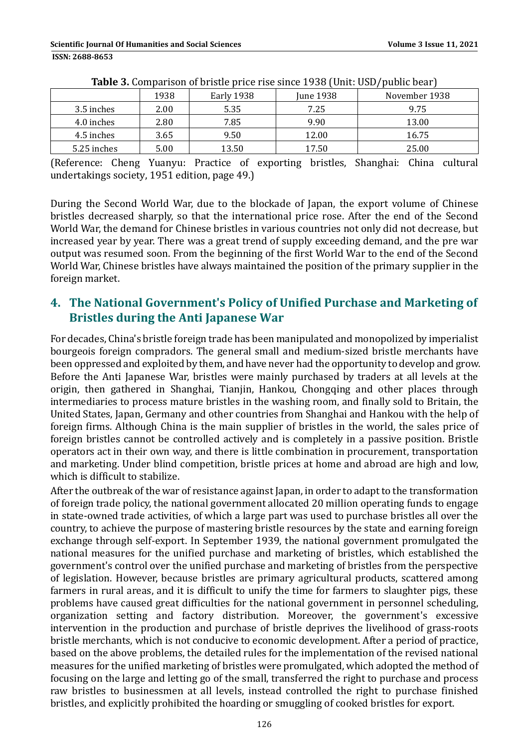**Table 3.** Comparison of bristle price rise since 1938 (Unit: USD/public bear)

| | 1938 | Early 1938 | June 1938 | November 1938 |
|---|---|---|---|---|
| 3.5 inches | 2.00 | 5.35 | 7.25 | 9.75 |
| 4.0 inches | 2.80 | 7.85 | 9.90 | 13.00 |
| 4.5 inches | 3.65 | 9.50 | 12.00 | 16.75 |
| 5.25 inches | 5.00 | 13.50 | 17.50 | 25.00 |

(Reference: Cheng Yuanyu: Practice of exporting bristles, Shanghai: China cultural undertakings society, 1951 edition, page 49.)

During the Second World War, due to the blockade of Japan, the export volume of Chinese bristles decreased sharply, so that the international price rose. After the end of the Second World War, the demand for Chinese bristles in various countries not only did not decrease, but increased year by year. There was a great trend of supply exceeding demand, and the pre war output was resumed soon. From the beginning of the first World War to the end of the Second World War, Chinese bristles have always maintained the position of the primary supplier in the foreign market.

## 4. The National Government's Policy of Unified Purchase and Marketing of Bristles during the Anti Japanese War

For decades, China's bristle foreign trade has been manipulated and monopolized by imperialist bourgeois foreign compradors. The general small and medium-sized bristle merchants have been oppressed and exploited by them, and have never had the opportunity to develop and grow. Before the Anti Japanese War, bristles were mainly purchased by traders at all levels at the origin, then gathered in Shanghai, Tianjin, Hankou, Chongqing and other places through intermediaries to process mature bristles in the washing room, and finally sold to Britain, the United States, Japan, Germany and other countries from Shanghai and Hankou with the help of foreign firms. Although China is the main supplier of bristles in the world, the sales price of foreign bristles cannot be controlled actively and is completely in a passive position. Bristle operators act in their own way, and there is little combination in procurement, transportation and marketing. Under blind competition, bristle prices at home and abroad are high and low, which is difficult to stabilize.

After the outbreak of the war of resistance against Japan, in order to adapt to the transformation of foreign trade policy, the national government allocated 20 million operating funds to engage in state-owned trade activities, of which a large part was used to purchase bristles all over the country, to achieve the purpose of mastering bristle resources by the state and earning foreign exchange through self-export. In September 1939, the national government promulgated the national measures for the unified purchase and marketing of bristles, which established the government's control over the unified purchase and marketing of bristles from the perspective of legislation. However, because bristles are primary agricultural products, scattered among farmers in rural areas, and it is difficult to unify the time for farmers to slaughter pigs, these problems have caused great difficulties for the national government in personnel scheduling, organization setting and factory distribution. Moreover, the government's excessive intervention in the production and purchase of bristle deprives the livelihood of grass-roots bristle merchants, which is not conducive to economic development. After a period of practice, based on the above problems, the detailed rules for the implementation of the revised national measures for the unified marketing of bristles were promulgated, which adopted the method of focusing on the large and letting go of the small, transferred the right to purchase and process raw bristles to businessmen at all levels, instead controlled the right to purchase finished bristles, and explicitly prohibited the hoarding or smuggling of cooked bristles for export.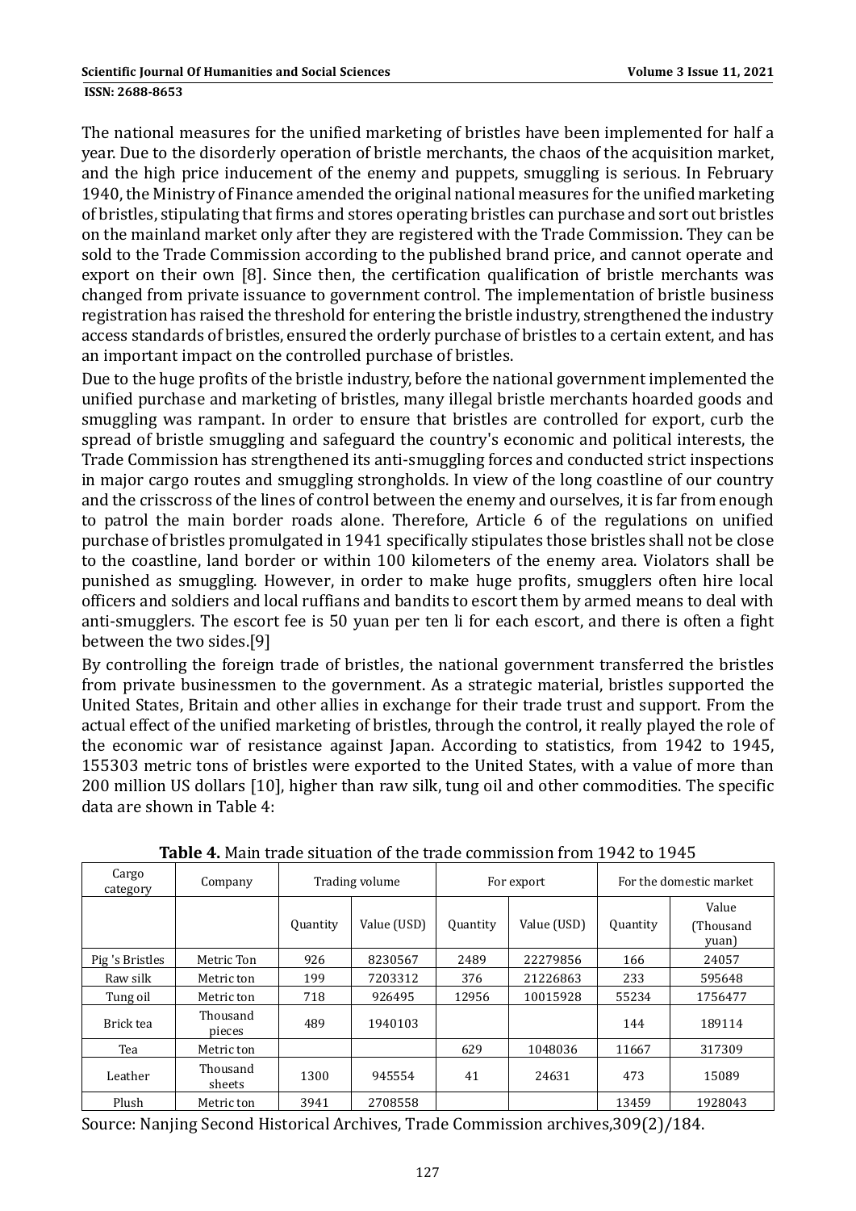The national measures for the unified marketing of bristles have been implemented for half a year. Due to the disorderly operation of bristle merchants, the chaos of the acquisition market, and the high price inducement of the enemy and puppets, smuggling is serious. In February 1940, the Ministry of Finance amended the original national measures for the unified marketing of bristles, stipulating that firms and stores operating bristles can purchase and sort out bristles on the mainland market only after they are registered with the Trade Commission. They can be sold to the Trade Commission according to the published brand price, and cannot operate and export on their own [8]. Since then, the certification qualification of bristle merchants was changed from private issuance to government control. The implementation of bristle business registration has raised the threshold for entering the bristle industry, strengthened the industry access standards of bristles, ensured the orderly purchase of bristles to a certain extent, and has an important impact on the controlled purchase of bristles.

Due to the huge profits of the bristle industry, before the national government implemented the unified purchase and marketing of bristles, many illegal bristle merchants hoarded goods and smuggling was rampant. In order to ensure that bristles are controlled for export, curb the spread of bristle smuggling and safeguard the country's economic and political interests, the Trade Commission has strengthened its anti-smuggling forces and conducted strict inspections in major cargo routes and smuggling strongholds. In view of the long coastline of our country and the crisscross of the lines of control between the enemy and ourselves, it is far from enough to patrol the main border roads alone. Therefore, Article 6 of the regulations on unified purchase of bristles promulgated in 1941 specifically stipulates those bristles shall not be close to the coastline, land border or within 100 kilometers of the enemy area. Violators shall be punished as smuggling. However, in order to make huge profits, smugglers often hire local officers and soldiers and local ruffians and bandits to escort them by armed means to deal with anti-smugglers. The escort fee is 50 yuan per ten li for each escort, and there is often a fight between the two sides.[9]

By controlling the foreign trade of bristles, the national government transferred the bristles from private businessmen to the government. As a strategic material, bristles supported the United States, Britain and other allies in exchange for their trade trust and support. From the actual effect of the unified marketing of bristles, through the control, it really played the role of the economic war of resistance against Japan. According to statistics, from 1942 to 1945, 155303 metric tons of bristles were exported to the United States, with a value of more than 200 million US dollars [10], higher than raw silk, tung oil and other commodities. The specific data are shown in Table 4:

**Table 4.** Main trade situation of the trade commission from 1942 to 1945

| Cargo category | Company | Trading volume | | For export | | For the domestic market | |
|---|---|---|---|---|---|---|---|
| | | Quantity | Value (USD) | Quantity | Value (USD) | Quantity | Value (Thousand yuan) |
| Pig 's Bristles | Metric Ton | 926 | 8230567 | 2489 | 22279856 | 166 | 24057 |
| Raw silk | Metric ton | 199 | 7203312 | 376 | 21226863 | 233 | 595648 |
| Tung oil | Metric ton | 718 | 926495 | 12956 | 10015928 | 55234 | 1756477 |
| Brick tea | Thousand pieces | 489 | 1940103 | | | 144 | 189114 |
| Tea | Metric ton | | | 629 | 1048036 | 11667 | 317309 |
| Leather | Thousand sheets | 1300 | 945554 | 41 | 24631 | 473 | 15089 |
| Plush | Metric ton | 3941 | 2708558 | | | 13459 | 1928043 |

Source: Nanjing Second Historical Archives, Trade Commission archives,309(2)/184.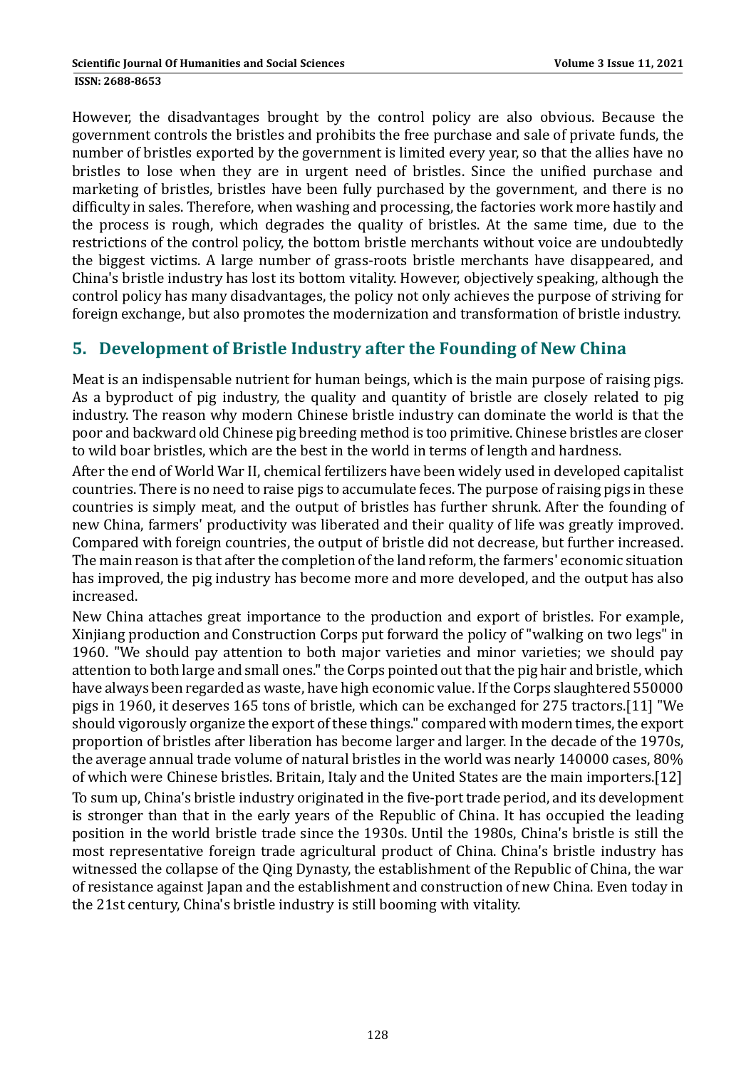However, the disadvantages brought by the control policy are also obvious. Because the government controls the bristles and prohibits the free purchase and sale of private funds, the number of bristles exported by the government is limited every year, so that the allies have no bristles to lose when they are in urgent need of bristles. Since the unified purchase and marketing of bristles, bristles have been fully purchased by the government, and there is no difficulty in sales. Therefore, when washing and processing, the factories work more hastily and the process is rough, which degrades the quality of bristles. At the same time, due to the restrictions of the control policy, the bottom bristle merchants without voice are undoubtedly the biggest victims. A large number of grass-roots bristle merchants have disappeared, and China's bristle industry has lost its bottom vitality. However, objectively speaking, although the control policy has many disadvantages, the policy not only achieves the purpose of striving for foreign exchange, but also promotes the modernization and transformation of bristle industry.

## 5. Development of Bristle Industry after the Founding of New China

Meat is an indispensable nutrient for human beings, which is the main purpose of raising pigs. As a byproduct of pig industry, the quality and quantity of bristle are closely related to pig industry. The reason why modern Chinese bristle industry can dominate the world is that the poor and backward old Chinese pig breeding method is too primitive. Chinese bristles are closer to wild boar bristles, which are the best in the world in terms of length and hardness.

After the end of World War II, chemical fertilizers have been widely used in developed capitalist countries. There is no need to raise pigs to accumulate feces. The purpose of raising pigs in these countries is simply meat, and the output of bristles has further shrunk. After the founding of new China, farmers' productivity was liberated and their quality of life was greatly improved. Compared with foreign countries, the output of bristle did not decrease, but further increased. The main reason is that after the completion of the land reform, the farmers' economic situation has improved, the pig industry has become more and more developed, and the output has also increased.

New China attaches great importance to the production and export of bristles. For example, Xinjiang production and Construction Corps put forward the policy of "walking on two legs" in 1960. "We should pay attention to both major varieties and minor varieties; we should pay attention to both large and small ones." the Corps pointed out that the pig hair and bristle, which have always been regarded as waste, have high economic value. If the Corps slaughtered 550000 pigs in 1960, it deserves 165 tons of bristle, which can be exchanged for 275 tractors.[11] "We should vigorously organize the export of these things." compared with modern times, the export proportion of bristles after liberation has become larger and larger. In the decade of the 1970s, the average annual trade volume of natural bristles in the world was nearly 140000 cases, 80% of which were Chinese bristles. Britain, Italy and the United States are the main importers.[12]

To sum up, China's bristle industry originated in the five-port trade period, and its development is stronger than that in the early years of the Republic of China. It has occupied the leading position in the world bristle trade since the 1930s. Until the 1980s, China's bristle is still the most representative foreign trade agricultural product of China. China's bristle industry has witnessed the collapse of the Qing Dynasty, the establishment of the Republic of China, the war of resistance against Japan and the establishment and construction of new China. Even today in the 21st century, China's bristle industry is still booming with vitality.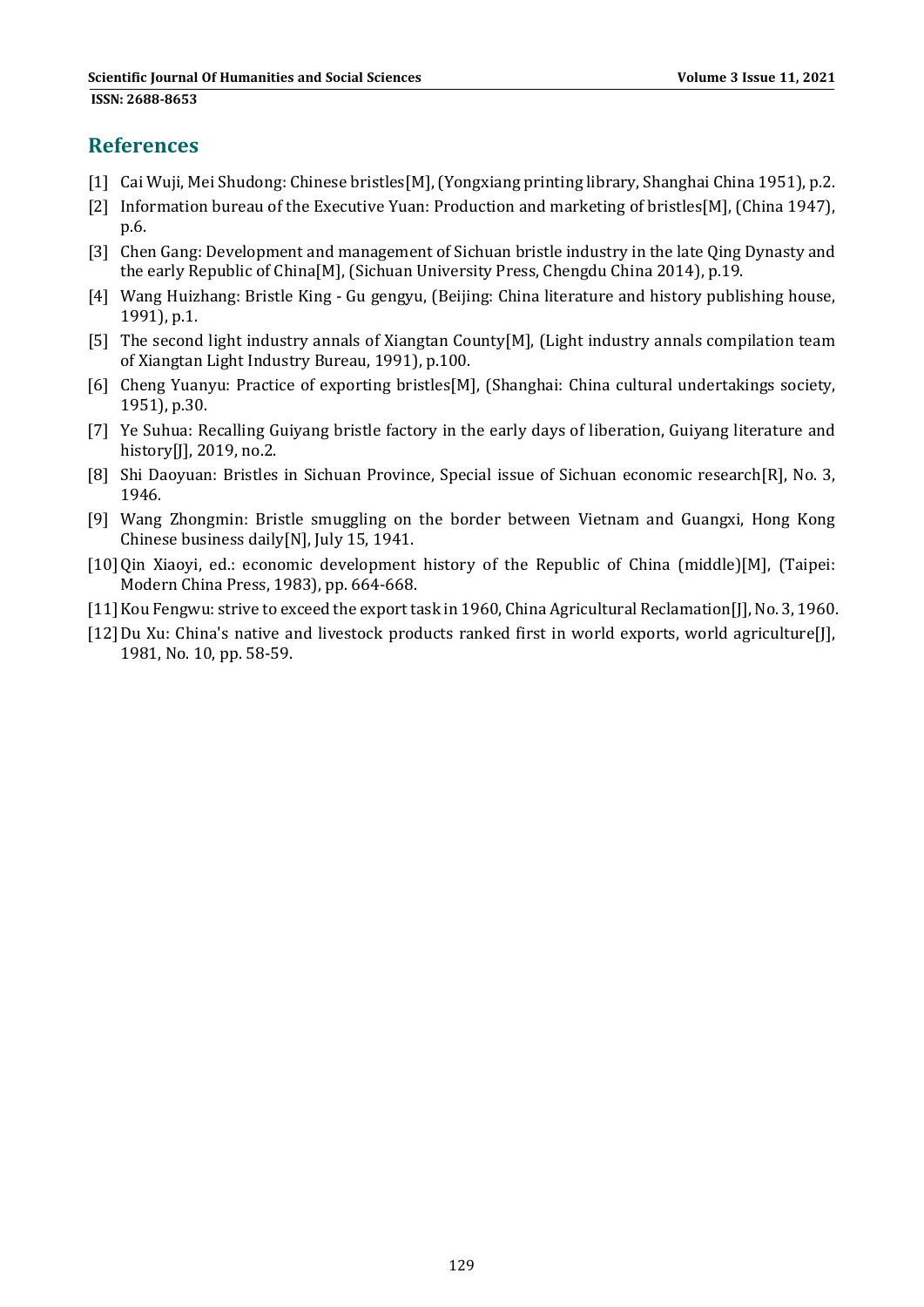## References

[1] Cai Wuji, Mei Shudong: Chinese bristles[M], (Yongxiang printing library, Shanghai China 1951), p.2.

[2] Information bureau of the Executive Yuan: Production and marketing of bristles[M], (China 1947), p.6.

[3] Chen Gang: Development and management of Sichuan bristle industry in the late Qing Dynasty and the early Republic of China[M], (Sichuan University Press, Chengdu China 2014), p.19.

[4] Wang Huizhang: Bristle King - Gu gengyu, (Beijing: China literature and history publishing house, 1991), p.1.

[5] The second light industry annals of Xiangtan County[M], (Light industry annals compilation team of Xiangtan Light Industry Bureau, 1991), p.100.

[6] Cheng Yuanyu: Practice of exporting bristles[M], (Shanghai: China cultural undertakings society, 1951), p.30.

[7] Ye Suhua: Recalling Guiyang bristle factory in the early days of liberation, Guiyang literature and history[J], 2019, no.2.

[8] Shi Daoyuan: Bristles in Sichuan Province, Special issue of Sichuan economic research[R], No. 3, 1946.

[9] Wang Zhongmin: Bristle smuggling on the border between Vietnam and Guangxi, Hong Kong Chinese business daily[N], July 15, 1941.

[10] Qin Xiaoyi, ed.: economic development history of the Republic of China (middle)[M], (Taipei: Modern China Press, 1983), pp. 664-668.

[11] Kou Fengwu: strive to exceed the export task in 1960, China Agricultural Reclamation[J], No. 3, 1960.

[12] Du Xu: China's native and livestock products ranked first in world exports, world agriculture[J], 1981, No. 10, pp. 58-59.